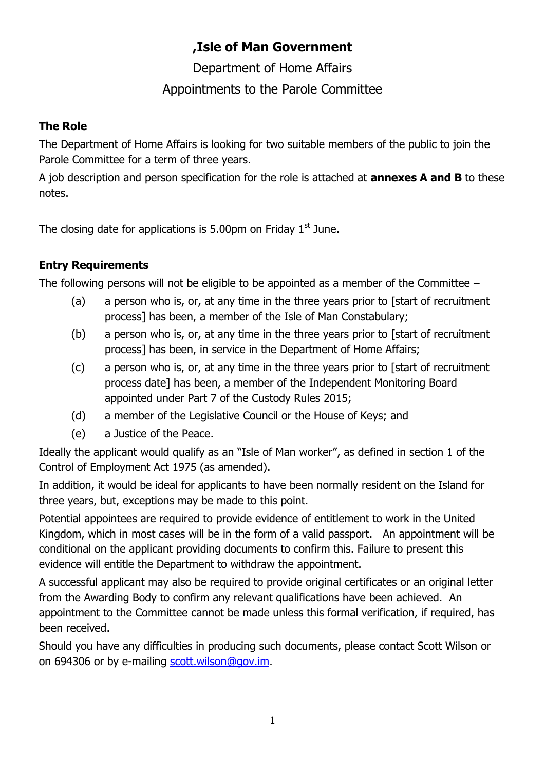# ,Isle of Man Government

Department of Home Affairs

Appointments to the Parole Committee

**The Role**

The Department of Home Affairs is looking for two suitable members of the public to join the Parole Committee for a term of three years.

A job description and person specification for the role is attached at **annexes A and B** to these notes.

The closing date for applications is 5.00pm on Friday 1st June.

**Entry Requirements**

The following persons will not be eligible to be appointed as a member of the Committee –

(a) a person who is, or, at any time in the three years prior to [start of recruitment process] has been, a member of the Isle of Man Constabulary;

(b) a person who is, or, at any time in the three years prior to [start of recruitment process] has been, in service in the Department of Home Affairs;

(c) a person who is, or, at any time in the three years prior to [start of recruitment process date] has been, a member of the Independent Monitoring Board appointed under Part 7 of the Custody Rules 2015;

(d) a member of the Legislative Council or the House of Keys; and

(e) a Justice of the Peace.

Ideally the applicant would qualify as an "Isle of Man worker", as defined in section 1 of the Control of Employment Act 1975 (as amended).

In addition, it would be ideal for applicants to have been normally resident on the Island for three years, but, exceptions may be made to this point.

Potential appointees are required to provide evidence of entitlement to work in the United Kingdom, which in most cases will be in the form of a valid passport. An appointment will be conditional on the applicant providing documents to confirm this. Failure to present this evidence will entitle the Department to withdraw the appointment.

A successful applicant may also be required to provide original certificates or an original letter from the Awarding Body to confirm any relevant qualifications have been achieved. An appointment to the Committee cannot be made unless this formal verification, if required, has been received.

Should you have any difficulties in producing such documents, please contact Scott Wilson or on 694306 or by e-mailing scott.wilson@gov.im.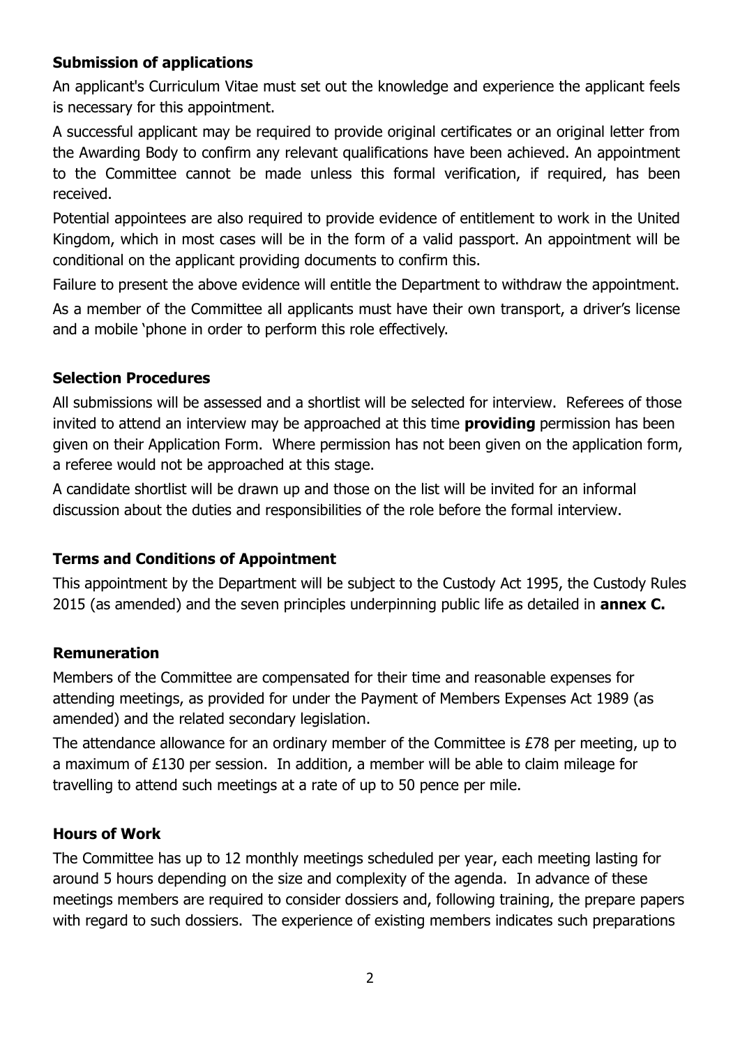**Submission of applications**

An applicant's Curriculum Vitae must set out the knowledge and experience the applicant feels is necessary for this appointment.

A successful applicant may be required to provide original certificates or an original letter from the Awarding Body to confirm any relevant qualifications have been achieved. An appointment to the Committee cannot be made unless this formal verification, if required, has been received.

Potential appointees are also required to provide evidence of entitlement to work in the United Kingdom, which in most cases will be in the form of a valid passport. An appointment will be conditional on the applicant providing documents to confirm this.

Failure to present the above evidence will entitle the Department to withdraw the appointment.

As a member of the Committee all applicants must have their own transport, a driver's license and a mobile 'phone in order to perform this role effectively.

**Selection Procedures**

All submissions will be assessed and a shortlist will be selected for interview. Referees of those invited to attend an interview may be approached at this time **providing** permission has been given on their Application Form. Where permission has not been given on the application form, a referee would not be approached at this stage.

A candidate shortlist will be drawn up and those on the list will be invited for an informal discussion about the duties and responsibilities of the role before the formal interview.

**Terms and Conditions of Appointment**

This appointment by the Department will be subject to the Custody Act 1995, the Custody Rules 2015 (as amended) and the seven principles underpinning public life as detailed in **annex C.**

**Remuneration**

Members of the Committee are compensated for their time and reasonable expenses for attending meetings, as provided for under the Payment of Members Expenses Act 1989 (as amended) and the related secondary legislation.

The attendance allowance for an ordinary member of the Committee is £78 per meeting, up to a maximum of £130 per session. In addition, a member will be able to claim mileage for travelling to attend such meetings at a rate of up to 50 pence per mile.

**Hours of Work**

The Committee has up to 12 monthly meetings scheduled per year, each meeting lasting for around 5 hours depending on the size and complexity of the agenda. In advance of these meetings members are required to consider dossiers and, following training, the prepare papers with regard to such dossiers. The experience of existing members indicates such preparations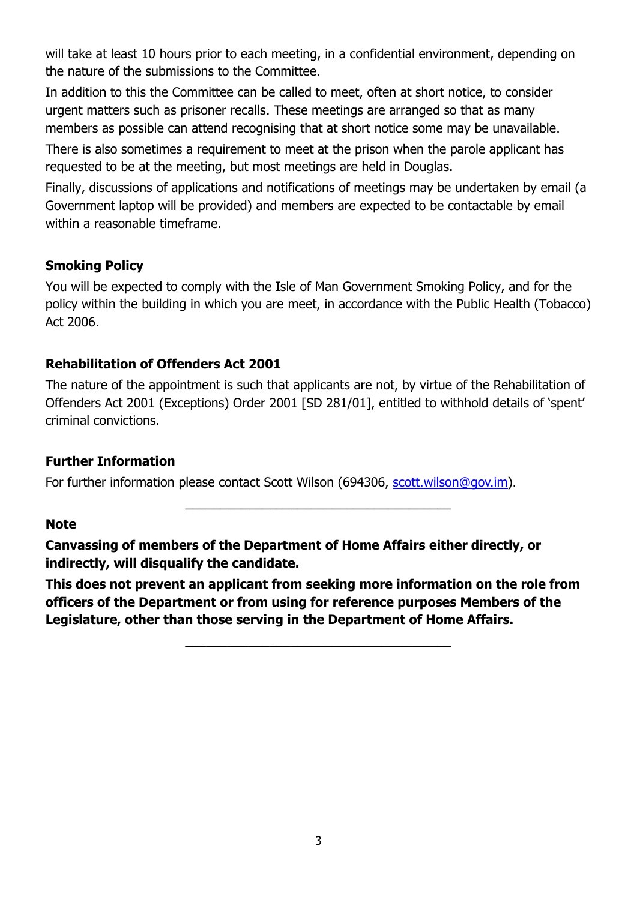will take at least 10 hours prior to each meeting, in a confidential environment, depending on the nature of the submissions to the Committee.

In addition to this the Committee can be called to meet, often at short notice, to consider urgent matters such as prisoner recalls. These meetings are arranged so that as many members as possible can attend recognising that at short notice some may be unavailable.

There is also sometimes a requirement to meet at the prison when the parole applicant has requested to be at the meeting, but most meetings are held in Douglas.

Finally, discussions of applications and notifications of meetings may be undertaken by email (a Government laptop will be provided) and members are expected to be contactable by email within a reasonable timeframe.

**Smoking Policy**

You will be expected to comply with the Isle of Man Government Smoking Policy, and for the policy within the building in which you are meet, in accordance with the Public Health (Tobacco) Act 2006.

**Rehabilitation of Offenders Act 2001**

The nature of the appointment is such that applicants are not, by virtue of the Rehabilitation of Offenders Act 2001 (Exceptions) Order 2001 [SD 281/01], entitled to withhold details of 'spent' criminal convictions.

**Further Information**

For further information please contact Scott Wilson (694306, scott.wilson@gov.im).

---

**Note**

**Canvassing of members of the Department of Home Affairs either directly, or indirectly, will disqualify the candidate.**

**This does not prevent an applicant from seeking more information on the role from officers of the Department or from using for reference purposes Members of the Legislature, other than those serving in the Department of Home Affairs.**

---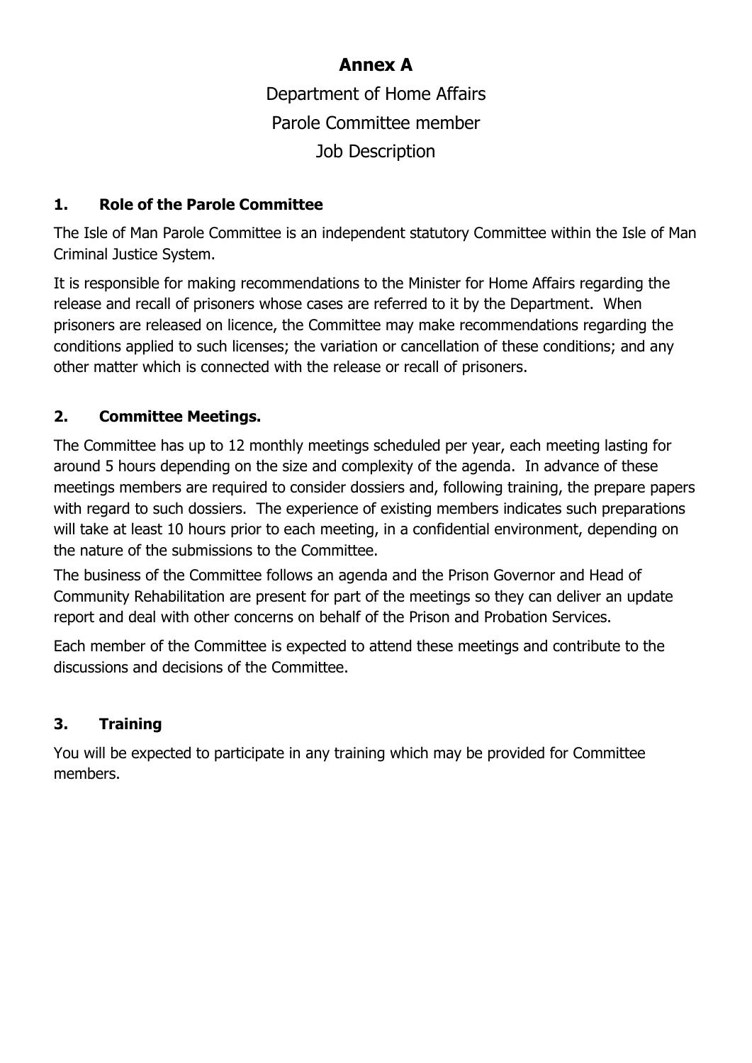# Annex A

Department of Home Affairs

Parole Committee member

Job Description

## 1. Role of the Parole Committee

The Isle of Man Parole Committee is an independent statutory Committee within the Isle of Man Criminal Justice System.

It is responsible for making recommendations to the Minister for Home Affairs regarding the release and recall of prisoners whose cases are referred to it by the Department. When prisoners are released on licence, the Committee may make recommendations regarding the conditions applied to such licenses; the variation or cancellation of these conditions; and any other matter which is connected with the release or recall of prisoners.

## 2. Committee Meetings.

The Committee has up to 12 monthly meetings scheduled per year, each meeting lasting for around 5 hours depending on the size and complexity of the agenda. In advance of these meetings members are required to consider dossiers and, following training, the prepare papers with regard to such dossiers. The experience of existing members indicates such preparations will take at least 10 hours prior to each meeting, in a confidential environment, depending on the nature of the submissions to the Committee.

The business of the Committee follows an agenda and the Prison Governor and Head of Community Rehabilitation are present for part of the meetings so they can deliver an update report and deal with other concerns on behalf of the Prison and Probation Services.

Each member of the Committee is expected to attend these meetings and contribute to the discussions and decisions of the Committee.

## 3. Training

You will be expected to participate in any training which may be provided for Committee members.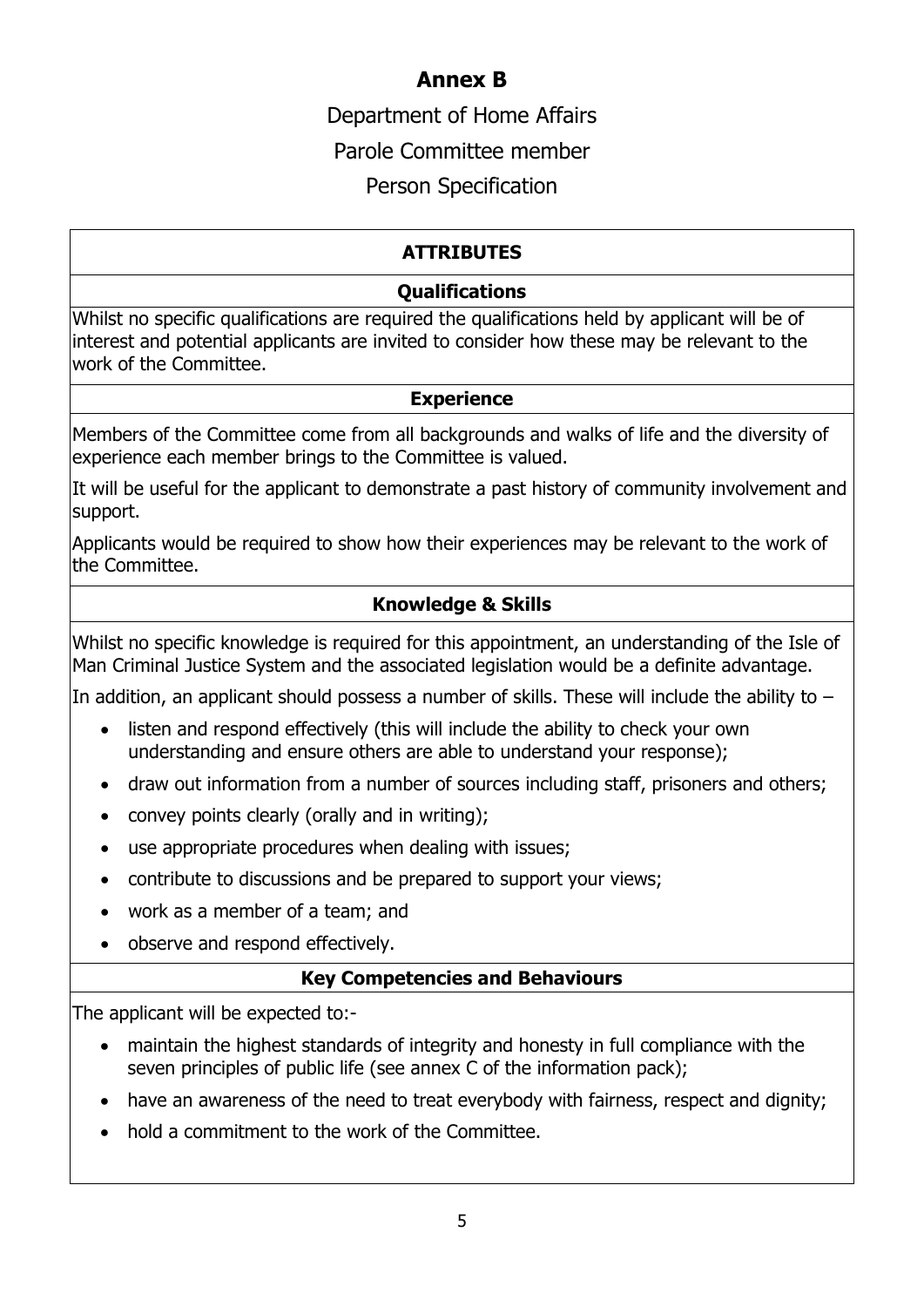# Annex B

Department of Home Affairs

Parole Committee member

Person Specification

## ATTRIBUTES

### Qualifications

Whilst no specific qualifications are required the qualifications held by applicant will be of interest and potential applicants are invited to consider how these may be relevant to the work of the Committee.

### Experience

Members of the Committee come from all backgrounds and walks of life and the diversity of experience each member brings to the Committee is valued.

It will be useful for the applicant to demonstrate a past history of community involvement and support.

Applicants would be required to show how their experiences may be relevant to the work of the Committee.

### Knowledge & Skills

Whilst no specific knowledge is required for this appointment, an understanding of the Isle of Man Criminal Justice System and the associated legislation would be a definite advantage.

In addition, an applicant should possess a number of skills. These will include the ability to –

- listen and respond effectively (this will include the ability to check your own understanding and ensure others are able to understand your response);
- draw out information from a number of sources including staff, prisoners and others;
- convey points clearly (orally and in writing);
- use appropriate procedures when dealing with issues;
- contribute to discussions and be prepared to support your views;
- work as a member of a team; and
- observe and respond effectively.

### Key Competencies and Behaviours

The applicant will be expected to:-

- maintain the highest standards of integrity and honesty in full compliance with the seven principles of public life (see annex C of the information pack);
- have an awareness of the need to treat everybody with fairness, respect and dignity;
- hold a commitment to the work of the Committee.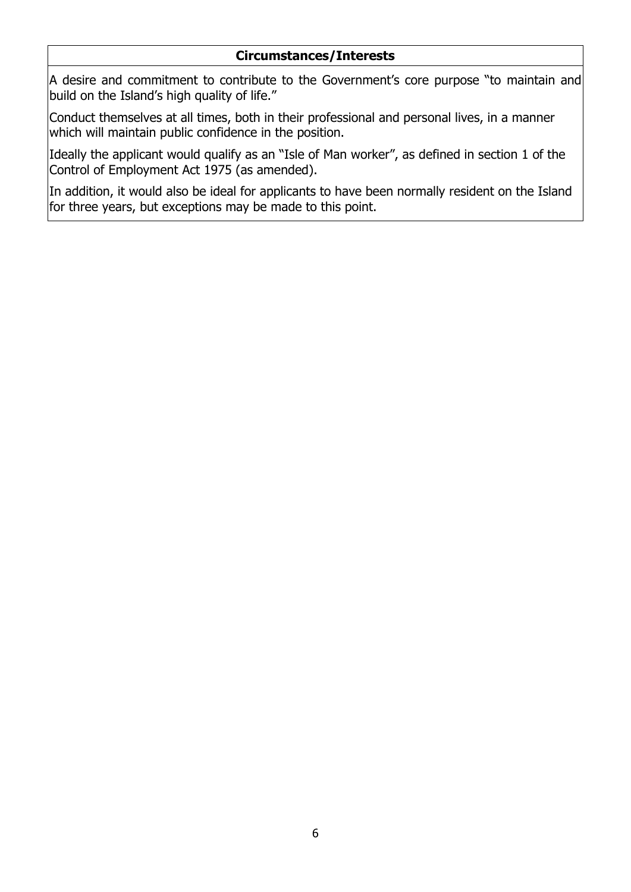| **Circumstances/Interests** |
| --- |
| A desire and commitment to contribute to the Government's core purpose "to maintain and build on the Island's high quality of life." |
| Conduct themselves at all times, both in their professional and personal lives, in a manner which will maintain public confidence in the position. |
| Ideally the applicant would qualify as an "Isle of Man worker", as defined in section 1 of the Control of Employment Act 1975 (as amended). |
| In addition, it would also be ideal for applicants to have been normally resident on the Island for three years, but exceptions may be made to this point. |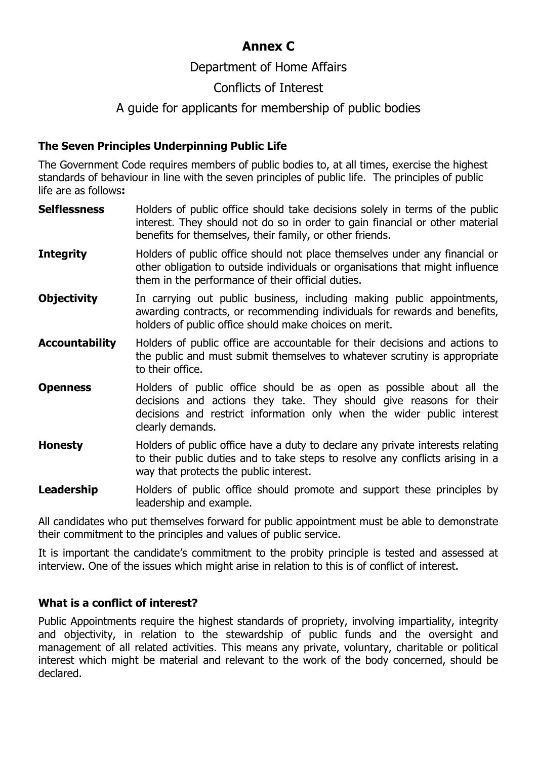# Annex C

## Department of Home Affairs

## Conflicts of Interest

## A guide for applicants for membership of public bodies

### The Seven Principles Underpinning Public Life

The Government Code requires members of public bodies to, at all times, exercise the highest standards of behaviour in line with the seven principles of public life. The principles of public life are as follows**:**

**Selflessness** Holders of public office should take decisions solely in terms of the public interest. They should not do so in order to gain financial or other material benefits for themselves, their family, or other friends.

**Integrity** Holders of public office should not place themselves under any financial or other obligation to outside individuals or organisations that might influence them in the performance of their official duties.

**Objectivity** In carrying out public business, including making public appointments, awarding contracts, or recommending individuals for rewards and benefits, holders of public office should make choices on merit.

**Accountability** Holders of public office are accountable for their decisions and actions to the public and must submit themselves to whatever scrutiny is appropriate to their office.

**Openness** Holders of public office should be as open as possible about all the decisions and actions they take. They should give reasons for their decisions and restrict information only when the wider public interest clearly demands.

**Honesty** Holders of public office have a duty to declare any private interests relating to their public duties and to take steps to resolve any conflicts arising in a way that protects the public interest.

**Leadership** Holders of public office should promote and support these principles by leadership and example.

All candidates who put themselves forward for public appointment must be able to demonstrate their commitment to the principles and values of public service.

It is important the candidate's commitment to the probity principle is tested and assessed at interview. One of the issues which might arise in relation to this is of conflict of interest.

### What is a conflict of interest?

Public Appointments require the highest standards of propriety, involving impartiality, integrity and objectivity, in relation to the stewardship of public funds and the oversight and management of all related activities. This means any private, voluntary, charitable or political interest which might be material and relevant to the work of the body concerned, should be declared.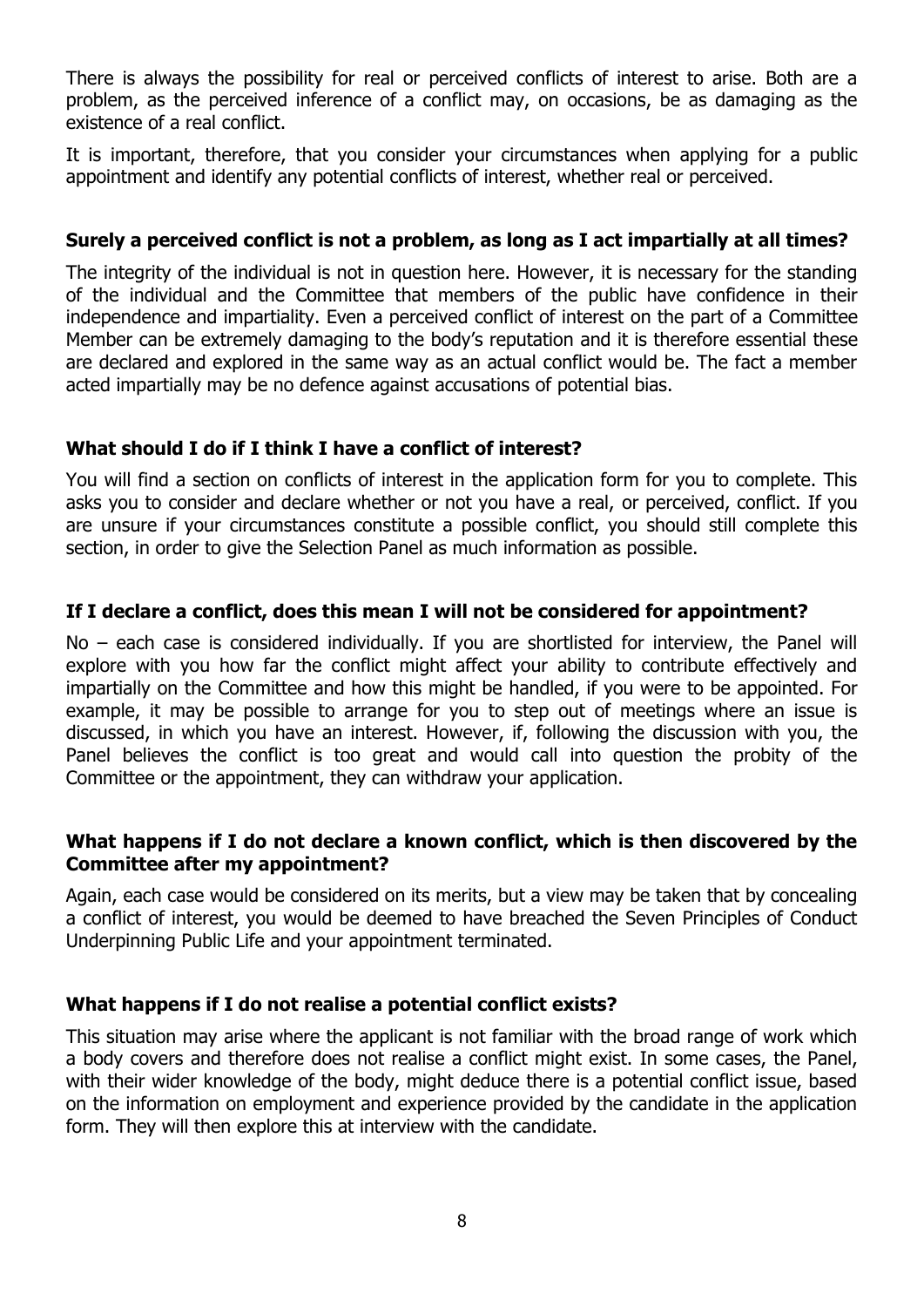There is always the possibility for real or perceived conflicts of interest to arise. Both are a problem, as the perceived inference of a conflict may, on occasions, be as damaging as the existence of a real conflict.

It is important, therefore, that you consider your circumstances when applying for a public appointment and identify any potential conflicts of interest, whether real or perceived.

**Surely a perceived conflict is not a problem, as long as I act impartially at all times?**

The integrity of the individual is not in question here. However, it is necessary for the standing of the individual and the Committee that members of the public have confidence in their independence and impartiality. Even a perceived conflict of interest on the part of a Committee Member can be extremely damaging to the body's reputation and it is therefore essential these are declared and explored in the same way as an actual conflict would be. The fact a member acted impartially may be no defence against accusations of potential bias.

**What should I do if I think I have a conflict of interest?**

You will find a section on conflicts of interest in the application form for you to complete. This asks you to consider and declare whether or not you have a real, or perceived, conflict. If you are unsure if your circumstances constitute a possible conflict, you should still complete this section, in order to give the Selection Panel as much information as possible.

**If I declare a conflict, does this mean I will not be considered for appointment?**

No – each case is considered individually. If you are shortlisted for interview, the Panel will explore with you how far the conflict might affect your ability to contribute effectively and impartially on the Committee and how this might be handled, if you were to be appointed. For example, it may be possible to arrange for you to step out of meetings where an issue is discussed, in which you have an interest. However, if, following the discussion with you, the Panel believes the conflict is too great and would call into question the probity of the Committee or the appointment, they can withdraw your application.

**What happens if I do not declare a known conflict, which is then discovered by the Committee after my appointment?**

Again, each case would be considered on its merits, but a view may be taken that by concealing a conflict of interest, you would be deemed to have breached the Seven Principles of Conduct Underpinning Public Life and your appointment terminated.

**What happens if I do not realise a potential conflict exists?**

This situation may arise where the applicant is not familiar with the broad range of work which a body covers and therefore does not realise a conflict might exist. In some cases, the Panel, with their wider knowledge of the body, might deduce there is a potential conflict issue, based on the information on employment and experience provided by the candidate in the application form. They will then explore this at interview with the candidate.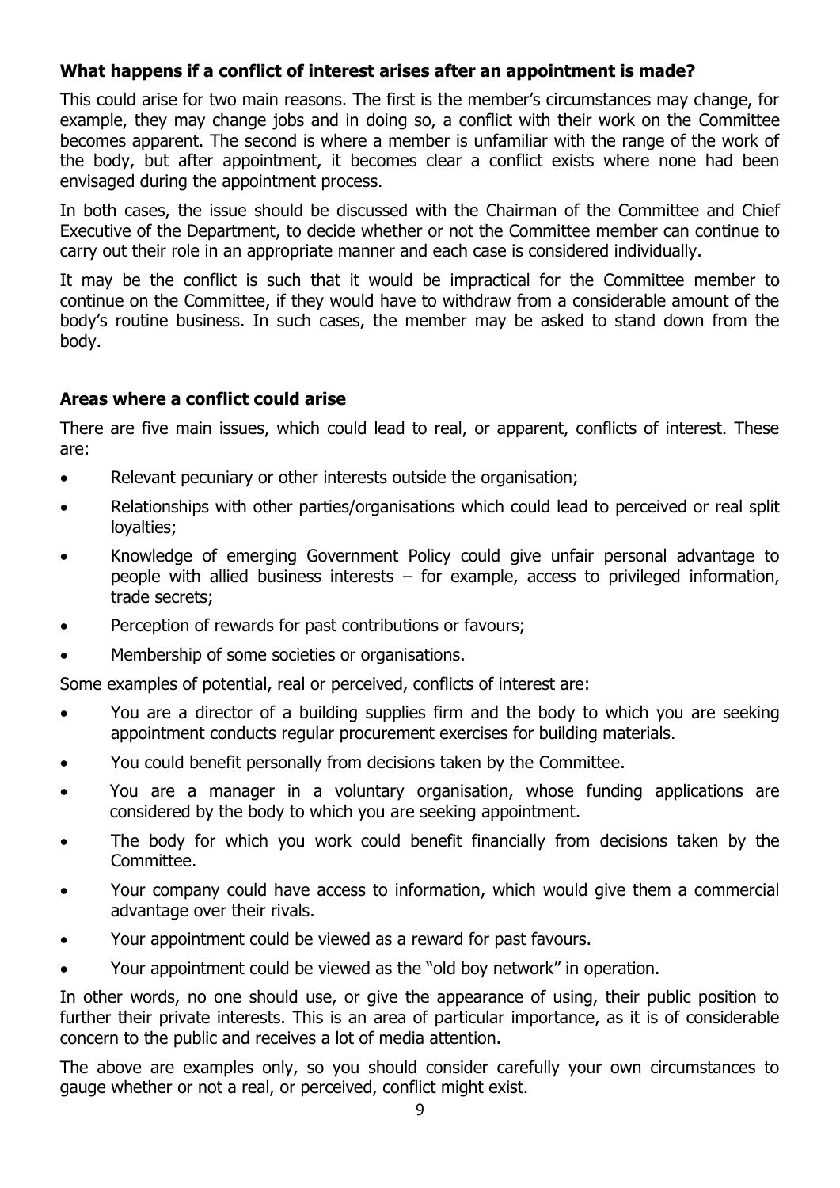### What happens if a conflict of interest arises after an appointment is made?

This could arise for two main reasons. The first is the member's circumstances may change, for example, they may change jobs and in doing so, a conflict with their work on the Committee becomes apparent. The second is where a member is unfamiliar with the range of the work of the body, but after appointment, it becomes clear a conflict exists where none had been envisaged during the appointment process.

In both cases, the issue should be discussed with the Chairman of the Committee and Chief Executive of the Department, to decide whether or not the Committee member can continue to carry out their role in an appropriate manner and each case is considered individually.

It may be the conflict is such that it would be impractical for the Committee member to continue on the Committee, if they would have to withdraw from a considerable amount of the body's routine business. In such cases, the member may be asked to stand down from the body.

### Areas where a conflict could arise

There are five main issues, which could lead to real, or apparent, conflicts of interest. These are:

- Relevant pecuniary or other interests outside the organisation;
- Relationships with other parties/organisations which could lead to perceived or real split loyalties;
- Knowledge of emerging Government Policy could give unfair personal advantage to people with allied business interests – for example, access to privileged information, trade secrets;
- Perception of rewards for past contributions or favours;
- Membership of some societies or organisations.

Some examples of potential, real or perceived, conflicts of interest are:

- You are a director of a building supplies firm and the body to which you are seeking appointment conducts regular procurement exercises for building materials.
- You could benefit personally from decisions taken by the Committee.
- You are a manager in a voluntary organisation, whose funding applications are considered by the body to which you are seeking appointment.
- The body for which you work could benefit financially from decisions taken by the Committee.
- Your company could have access to information, which would give them a commercial advantage over their rivals.
- Your appointment could be viewed as a reward for past favours.
- Your appointment could be viewed as the "old boy network" in operation.

In other words, no one should use, or give the appearance of using, their public position to further their private interests. This is an area of particular importance, as it is of considerable concern to the public and receives a lot of media attention.

The above are examples only, so you should consider carefully your own circumstances to gauge whether or not a real, or perceived, conflict might exist.